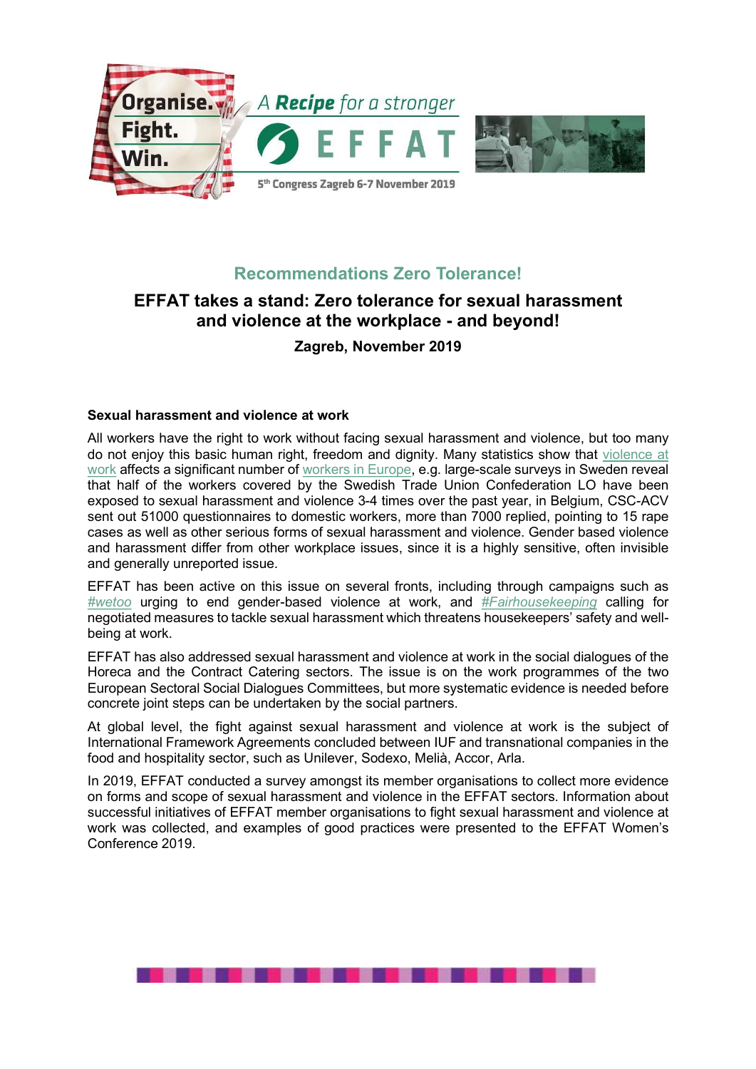Organise. Fight. Win. A **Recipe** for a stronger EFFAT

5th Congress Zagreb 6-7 November 2019

## Recommendations Zero Tolerance!

# EFFAT takes a stand: Zero tolerance for sexual harassment and violence at the workplace - and beyond!

**Zagreb, November 2019**

### Sexual harassment and violence at work

All workers have the right to work without facing sexual harassment and violence, but too many do not enjoy this basic human right, freedom and dignity. Many statistics show that violence at work affects a significant number of workers in Europe, e.g. large-scale surveys in Sweden reveal that half of the workers covered by the Swedish Trade Union Confederation LO have been exposed to sexual harassment and violence 3-4 times over the past year, in Belgium, CSC-ACV sent out 51000 questionnaires to domestic workers, more than 7000 replied, pointing to 15 rape cases as well as other serious forms of sexual harassment and violence. Gender based violence and harassment differ from other workplace issues, since it is a highly sensitive, often invisible and generally unreported issue.

EFFAT has been active on this issue on several fronts, including through campaigns such as *#wetoo* urging to end gender-based violence at work, and *#Fairhousekeeping* calling for negotiated measures to tackle sexual harassment which threatens housekeepers' safety and well-being at work.

EFFAT has also addressed sexual harassment and violence at work in the social dialogues of the Horeca and the Contract Catering sectors. The issue is on the work programmes of the two European Sectoral Social Dialogues Committees, but more systematic evidence is needed before concrete joint steps can be undertaken by the social partners.

At global level, the fight against sexual harassment and violence at work is the subject of International Framework Agreements concluded between IUF and transnational companies in the food and hospitality sector, such as Unilever, Sodexo, Melià, Accor, Arla.

In 2019, EFFAT conducted a survey amongst its member organisations to collect more evidence on forms and scope of sexual harassment and violence in the EFFAT sectors. Information about successful initiatives of EFFAT member organisations to fight sexual harassment and violence at work was collected, and examples of good practices were presented to the EFFAT Women's Conference 2019.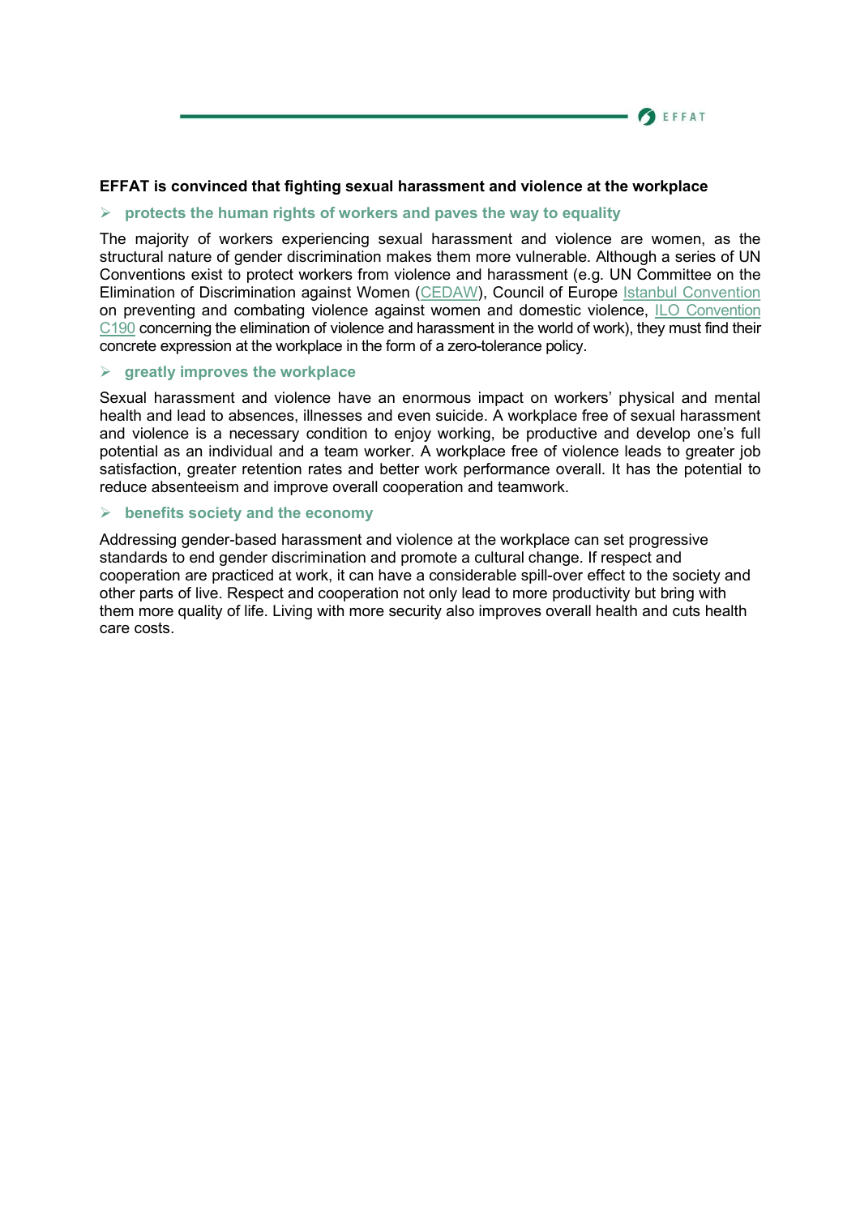**EFFAT is convinced that fighting sexual harassment and violence at the workplace**

- **protects the human rights of workers and paves the way to equality**

The majority of workers experiencing sexual harassment and violence are women, as the structural nature of gender discrimination makes them more vulnerable. Although a series of UN Conventions exist to protect workers from violence and harassment (e.g. UN Committee on the Elimination of Discrimination against Women (CEDAW), Council of Europe Istanbul Convention on preventing and combating violence against women and domestic violence, ILO Convention C190 concerning the elimination of violence and harassment in the world of work), they must find their concrete expression at the workplace in the form of a zero-tolerance policy.

- **greatly improves the workplace**

Sexual harassment and violence have an enormous impact on workers' physical and mental health and lead to absences, illnesses and even suicide. A workplace free of sexual harassment and violence is a necessary condition to enjoy working, be productive and develop one's full potential as an individual and a team worker. A workplace free of violence leads to greater job satisfaction, greater retention rates and better work performance overall. It has the potential to reduce absenteeism and improve overall cooperation and teamwork.

- **benefits society and the economy**

Addressing gender-based harassment and violence at the workplace can set progressive standards to end gender discrimination and promote a cultural change. If respect and cooperation are practiced at work, it can have a considerable spill-over effect to the society and other parts of live. Respect and cooperation not only lead to more productivity but bring with them more quality of life. Living with more security also improves overall health and cuts health care costs.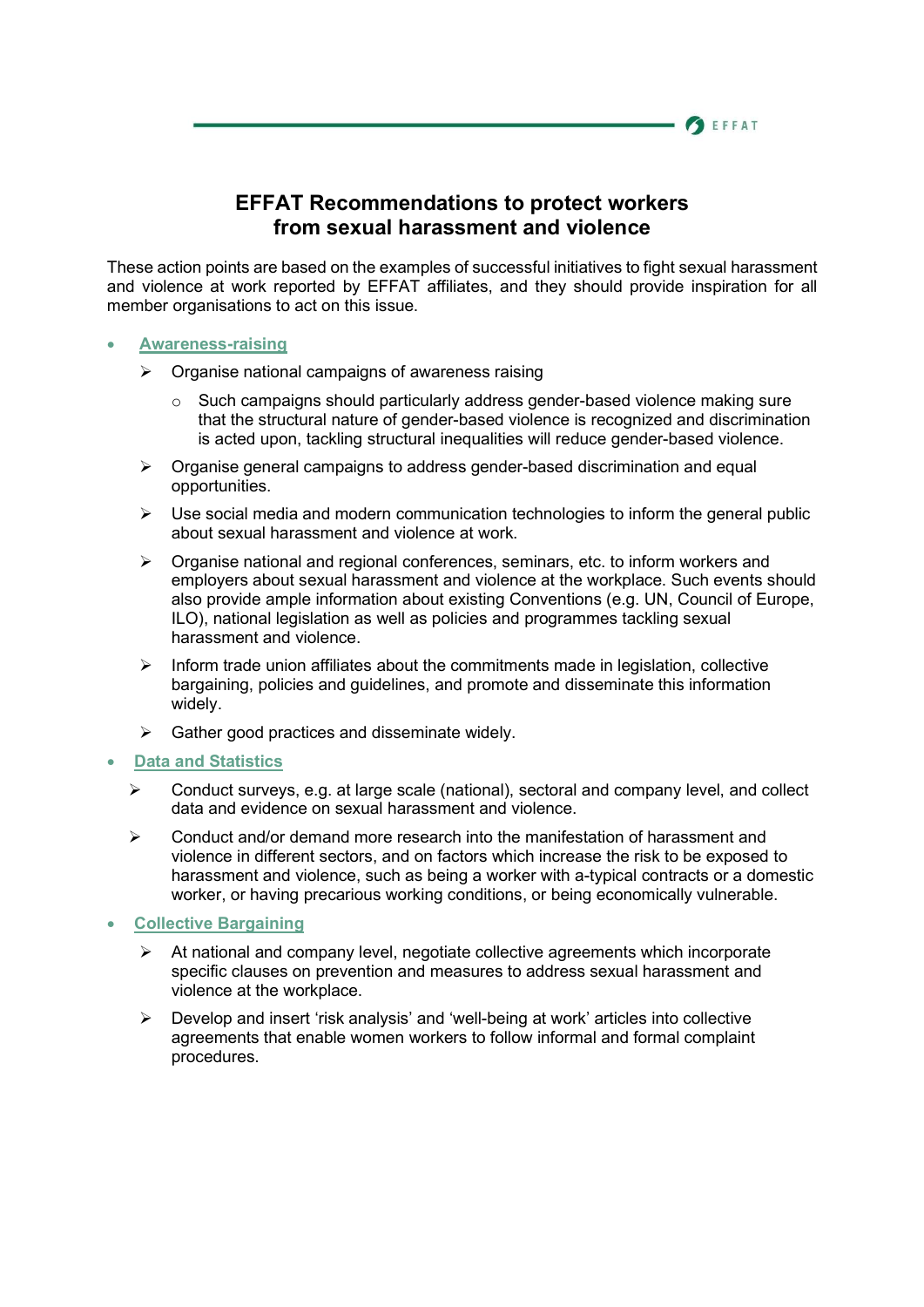# EFFAT Recommendations to protect workers from sexual harassment and violence

These action points are based on the examples of successful initiatives to fight sexual harassment and violence at work reported by EFFAT affiliates, and they should provide inspiration for all member organisations to act on this issue.

- **Awareness-raising**
  - Organise national campaigns of awareness raising
    - Such campaigns should particularly address gender-based violence making sure that the structural nature of gender-based violence is recognized and discrimination is acted upon, tackling structural inequalities will reduce gender-based violence.
  - Organise general campaigns to address gender-based discrimination and equal opportunities.
  - Use social media and modern communication technologies to inform the general public about sexual harassment and violence at work.
  - Organise national and regional conferences, seminars, etc. to inform workers and employers about sexual harassment and violence at the workplace. Such events should also provide ample information about existing Conventions (e.g. UN, Council of Europe, ILO), national legislation as well as policies and programmes tackling sexual harassment and violence.
  - Inform trade union affiliates about the commitments made in legislation, collective bargaining, policies and guidelines, and promote and disseminate this information widely.
  - Gather good practices and disseminate widely.
- **Data and Statistics**
  - Conduct surveys, e.g. at large scale (national), sectoral and company level, and collect data and evidence on sexual harassment and violence.
  - Conduct and/or demand more research into the manifestation of harassment and violence in different sectors, and on factors which increase the risk to be exposed to harassment and violence, such as being a worker with a-typical contracts or a domestic worker, or having precarious working conditions, or being economically vulnerable.
- **Collective Bargaining**
  - At national and company level, negotiate collective agreements which incorporate specific clauses on prevention and measures to address sexual harassment and violence at the workplace.
  - Develop and insert 'risk analysis' and 'well-being at work' articles into collective agreements that enable women workers to follow informal and formal complaint procedures.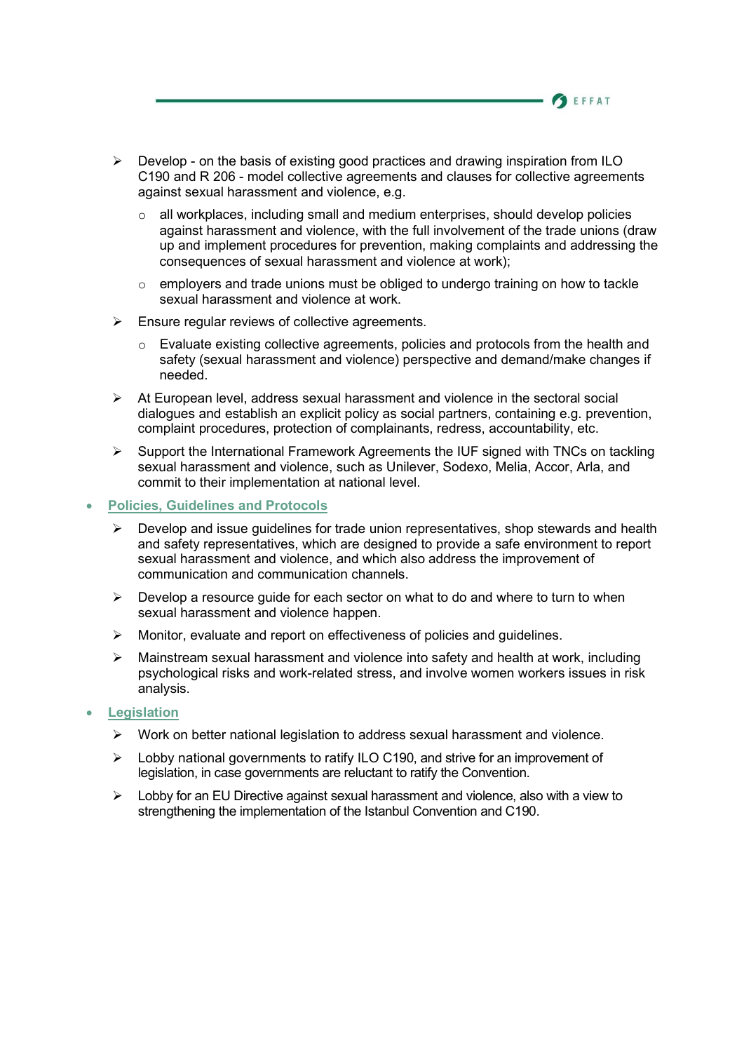- Develop - on the basis of existing good practices and drawing inspiration from ILO C190 and R 206 - model collective agreements and clauses for collective agreements against sexual harassment and violence, e.g.
  - all workplaces, including small and medium enterprises, should develop policies against harassment and violence, with the full involvement of the trade unions (draw up and implement procedures for prevention, making complaints and addressing the consequences of sexual harassment and violence at work);
  - employers and trade unions must be obliged to undergo training on how to tackle sexual harassment and violence at work.
- Ensure regular reviews of collective agreements.
  - Evaluate existing collective agreements, policies and protocols from the health and safety (sexual harassment and violence) perspective and demand/make changes if needed.
- At European level, address sexual harassment and violence in the sectoral social dialogues and establish an explicit policy as social partners, containing e.g. prevention, complaint procedures, protection of complainants, redress, accountability, etc.
- Support the International Framework Agreements the IUF signed with TNCs on tackling sexual harassment and violence, such as Unilever, Sodexo, Melia, Accor, Arla, and commit to their implementation at national level.

- **Policies, Guidelines and Protocols**
  - Develop and issue guidelines for trade union representatives, shop stewards and health and safety representatives, which are designed to provide a safe environment to report sexual harassment and violence, and which also address the improvement of communication and communication channels.
  - Develop a resource guide for each sector on what to do and where to turn to when sexual harassment and violence happen.
  - Monitor, evaluate and report on effectiveness of policies and guidelines.
  - Mainstream sexual harassment and violence into safety and health at work, including psychological risks and work-related stress, and involve women workers issues in risk analysis.

- **Legislation**
  - Work on better national legislation to address sexual harassment and violence.
  - Lobby national governments to ratify ILO C190, and strive for an improvement of legislation, in case governments are reluctant to ratify the Convention.
  - Lobby for an EU Directive against sexual harassment and violence, also with a view to strengthening the implementation of the Istanbul Convention and C190.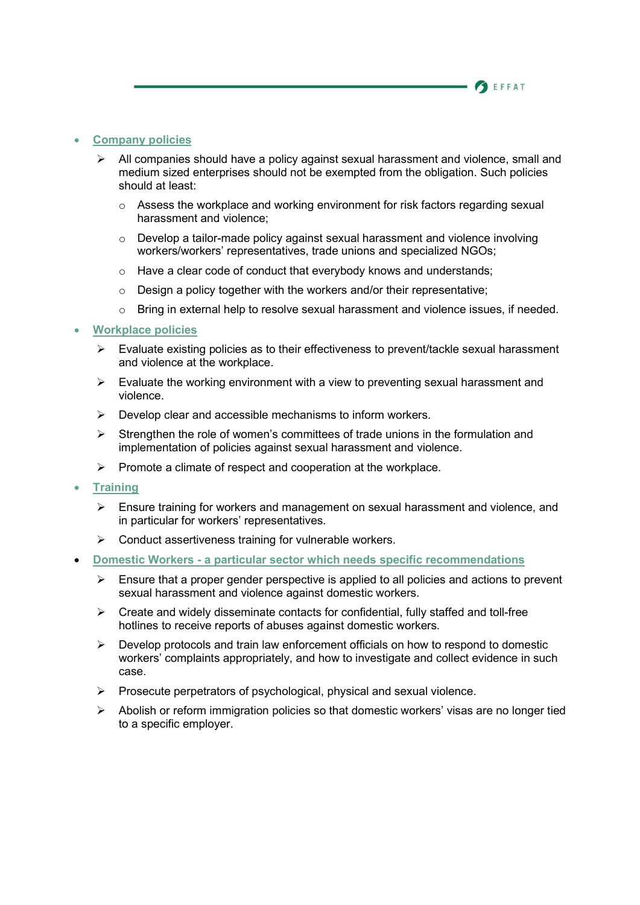- **Company policies**
  - All companies should have a policy against sexual harassment and violence, small and medium sized enterprises should not be exempted from the obligation. Such policies should at least:
    - Assess the workplace and working environment for risk factors regarding sexual harassment and violence;
    - Develop a tailor-made policy against sexual harassment and violence involving workers/workers' representatives, trade unions and specialized NGOs;
    - Have a clear code of conduct that everybody knows and understands;
    - Design a policy together with the workers and/or their representative;
    - Bring in external help to resolve sexual harassment and violence issues, if needed.
- **Workplace policies**
  - Evaluate existing policies as to their effectiveness to prevent/tackle sexual harassment and violence at the workplace.
  - Evaluate the working environment with a view to preventing sexual harassment and violence.
  - Develop clear and accessible mechanisms to inform workers.
  - Strengthen the role of women's committees of trade unions in the formulation and implementation of policies against sexual harassment and violence.
  - Promote a climate of respect and cooperation at the workplace.
- **Training**
  - Ensure training for workers and management on sexual harassment and violence, and in particular for workers' representatives.
  - Conduct assertiveness training for vulnerable workers.
- **Domestic Workers - a particular sector which needs specific recommendations**
  - Ensure that a proper gender perspective is applied to all policies and actions to prevent sexual harassment and violence against domestic workers.
  - Create and widely disseminate contacts for confidential, fully staffed and toll-free hotlines to receive reports of abuses against domestic workers.
  - Develop protocols and train law enforcement officials on how to respond to domestic workers' complaints appropriately, and how to investigate and collect evidence in such case.
  - Prosecute perpetrators of psychological, physical and sexual violence.
  - Abolish or reform immigration policies so that domestic workers' visas are no longer tied to a specific employer.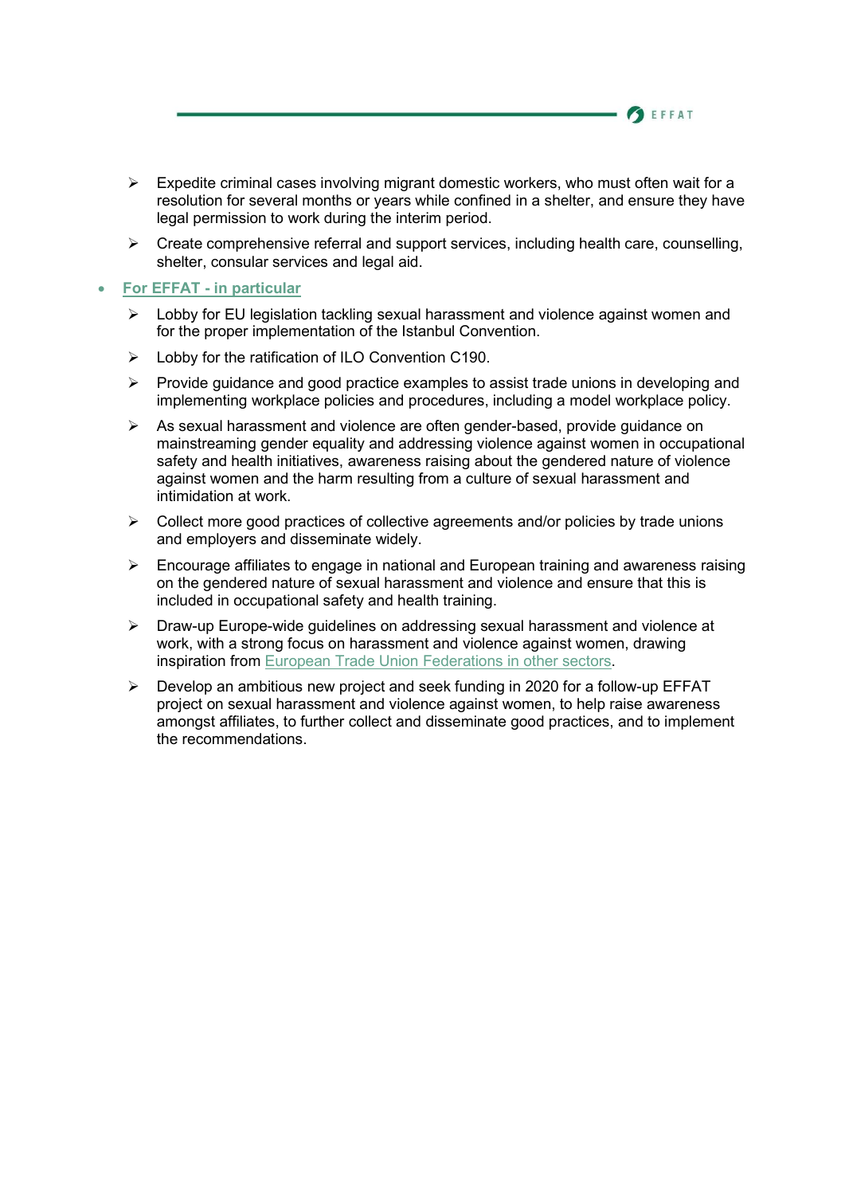- Expedite criminal cases involving migrant domestic workers, who must often wait for a resolution for several months or years while confined in a shelter, and ensure they have legal permission to work during the interim period.
- Create comprehensive referral and support services, including health care, counselling, shelter, consular services and legal aid.

- For EFFAT - in particular
  - Lobby for EU legislation tackling sexual harassment and violence against women and for the proper implementation of the Istanbul Convention.
  - Lobby for the ratification of ILO Convention C190.
  - Provide guidance and good practice examples to assist trade unions in developing and implementing workplace policies and procedures, including a model workplace policy.
  - As sexual harassment and violence are often gender-based, provide guidance on mainstreaming gender equality and addressing violence against women in occupational safety and health initiatives, awareness raising about the gendered nature of violence against women and the harm resulting from a culture of sexual harassment and intimidation at work.
  - Collect more good practices of collective agreements and/or policies by trade unions and employers and disseminate widely.
  - Encourage affiliates to engage in national and European training and awareness raising on the gendered nature of sexual harassment and violence and ensure that this is included in occupational safety and health training.
  - Draw-up Europe-wide guidelines on addressing sexual harassment and violence at work, with a strong focus on harassment and violence against women, drawing inspiration from European Trade Union Federations in other sectors.
  - Develop an ambitious new project and seek funding in 2020 for a follow-up EFFAT project on sexual harassment and violence against women, to help raise awareness amongst affiliates, to further collect and disseminate good practices, and to implement the recommendations.